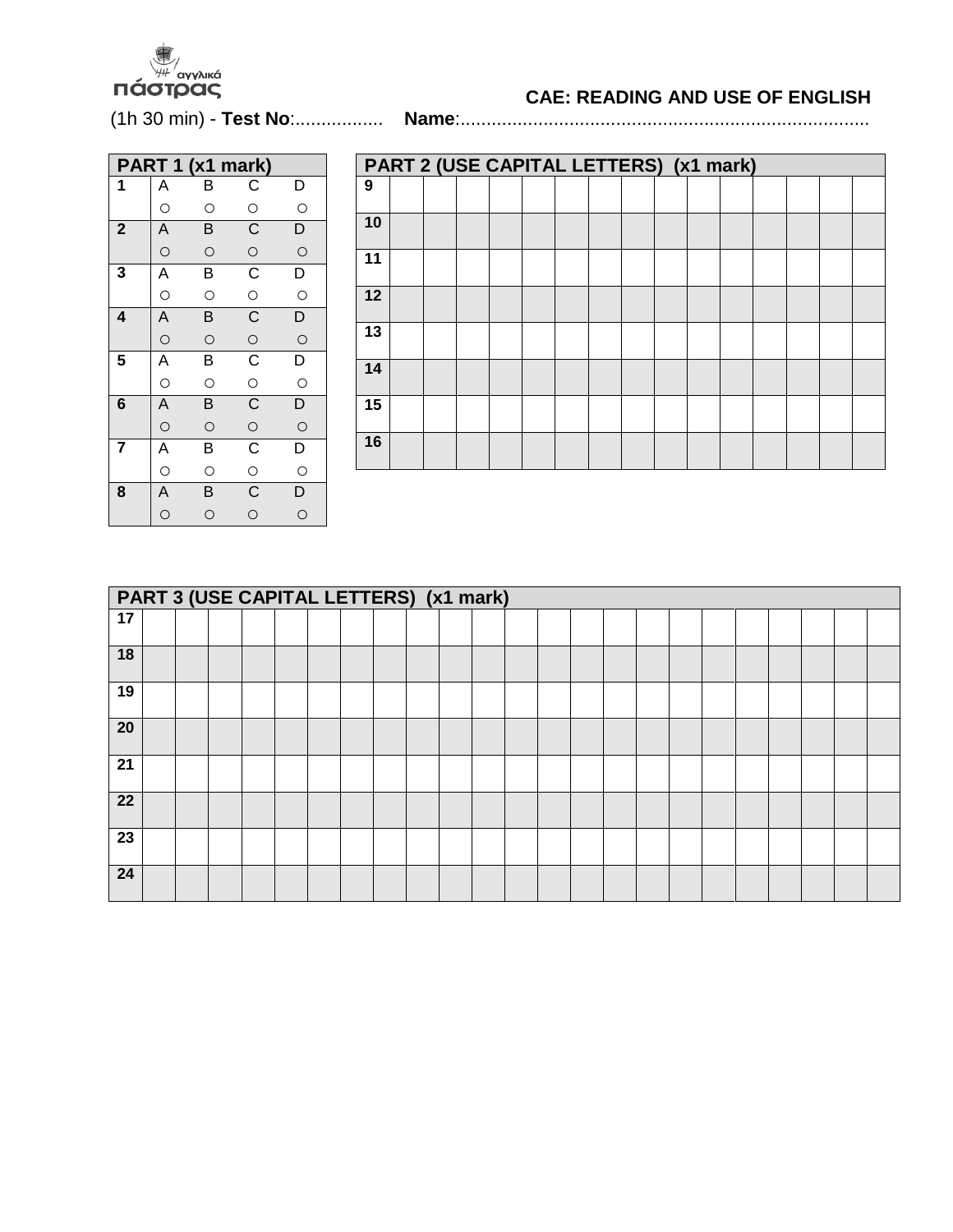αγγλικά πάστρας

**CAE: READING AND USE OF ENGLISH**

(1h 30 min) - **Test No**:................. **Name**:...............................................................................

| PART 1 (x1 mark) | | | | |
|---|---|---|---|---|
| 1 | A | B | C | D |
| | ○ | ○ | ○ | ○ |
| 2 | A | B | C | D |
| | ○ | ○ | ○ | ○ |
| 3 | A | B | C | D |
| | ○ | ○ | ○ | ○ |
| 4 | A | B | C | D |
| | ○ | ○ | ○ | ○ |
| 5 | A | B | C | D |
| | ○ | ○ | ○ | ○ |
| 6 | A | B | C | D |
| | ○ | ○ | ○ | ○ |
| 7 | A | B | C | D |
| | ○ | ○ | ○ | ○ |
| 8 | A | B | C | D |
| | ○ | ○ | ○ | ○ |

| PART 2 (USE CAPITAL LETTERS) (x1 mark) | | | | | | | | | | | | | | | |
|---|---|---|---|---|---|---|---|---|---|---|---|---|---|---|---|
| 9 | | | | | | | | | | | | | | | |
| 10 | | | | | | | | | | | | | | | |
| 11 | | | | | | | | | | | | | | | |
| 12 | | | | | | | | | | | | | | | |
| 13 | | | | | | | | | | | | | | | |
| 14 | | | | | | | | | | | | | | | |
| 15 | | | | | | | | | | | | | | | |
| 16 | | | | | | | | | | | | | | | |

| PART 3 (USE CAPITAL LETTERS) (x1 mark) | | | | | | | | | | | | | | | | | | | | | | | |
|---|---|---|---|---|---|---|---|---|---|---|---|---|---|---|---|---|---|---|---|---|---|---|---|
| 17 | | | | | | | | | | | | | | | | | | | | | | | |
| 18 | | | | | | | | | | | | | | | | | | | | | | | |
| 19 | | | | | | | | | | | | | | | | | | | | | | | |
| 20 | | | | | | | | | | | | | | | | | | | | | | | |
| 21 | | | | | | | | | | | | | | | | | | | | | | | |
| 22 | | | | | | | | | | | | | | | | | | | | | | | |
| 23 | | | | | | | | | | | | | | | | | | | | | | | |
| 24 | | | | | | | | | | | | | | | | | | | | | | | |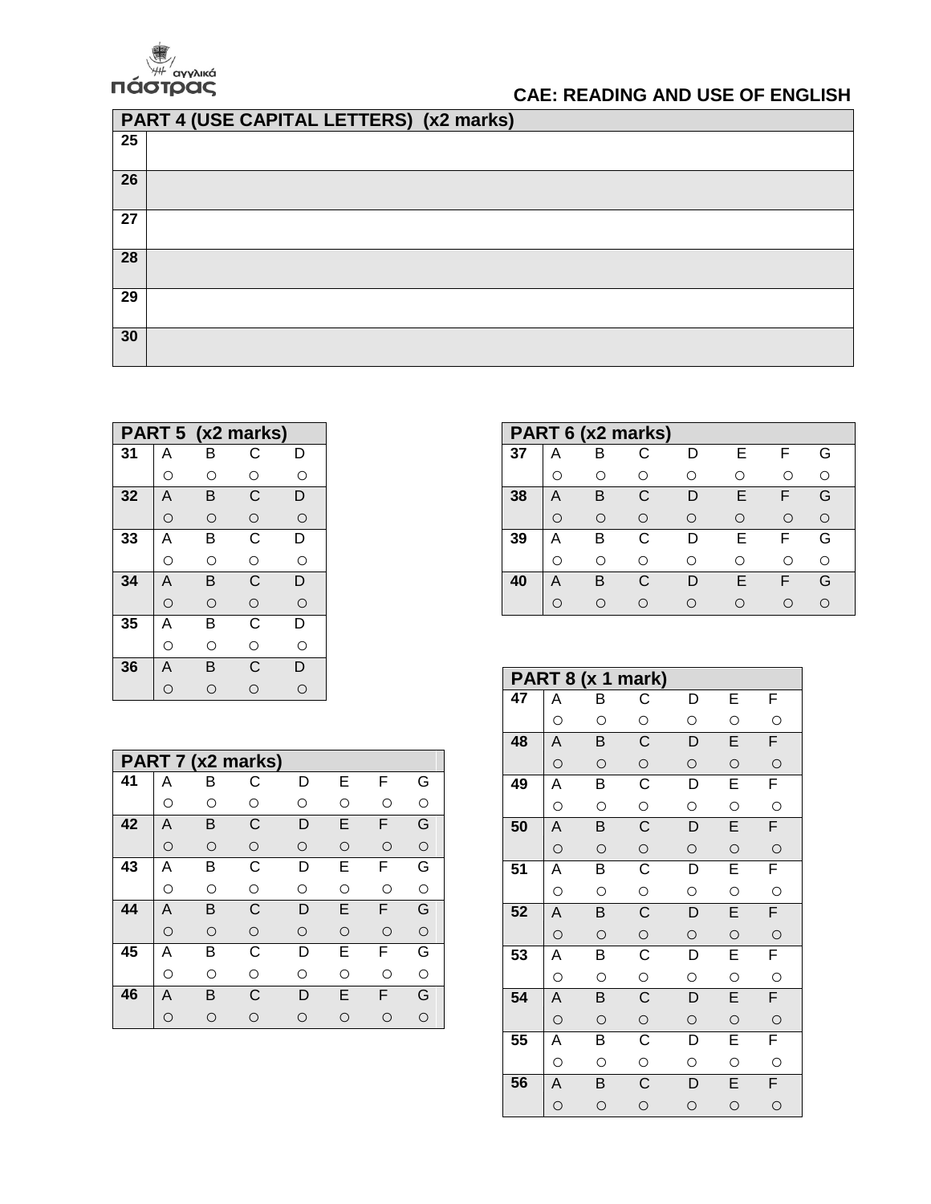αγγλικά πάστρας

## CAE: READING AND USE OF ENGLISH

| PART 4 (USE CAPITAL LETTERS) (x2 marks) | |
|---|---|
| 25 | |
| 26 | |
| 27 | |
| 28 | |
| 29 | |
| 30 | |

| PART 5 (x2 marks) | | | | |
|---|---|---|---|---|
| 31 | A ○ | B ○ | C ○ | D ○ |
| 32 | A ○ | B ○ | C ○ | D ○ |
| 33 | A ○ | B ○ | C ○ | D ○ |
| 34 | A ○ | B ○ | C ○ | D ○ |
| 35 | A ○ | B ○ | C ○ | D ○ |
| 36 | A ○ | B ○ | C ○ | D ○ |

| PART 6 (x2 marks) | | | | | | | |
|---|---|---|---|---|---|---|---|
| 37 | A ○ | B ○ | C ○ | D ○ | E ○ | F ○ | G ○ |
| 38 | A ○ | B ○ | C ○ | D ○ | E ○ | F ○ | G ○ |
| 39 | A ○ | B ○ | C ○ | D ○ | E ○ | F ○ | G ○ |
| 40 | A ○ | B ○ | C ○ | D ○ | E ○ | F ○ | G ○ |

| PART 7 (x2 marks) | | | | | | | |
|---|---|---|---|---|---|---|---|
| 41 | A ○ | B ○ | C ○ | D ○ | E ○ | F ○ | G ○ |
| 42 | A ○ | B ○ | C ○ | D ○ | E ○ | F ○ | G ○ |
| 43 | A ○ | B ○ | C ○ | D ○ | E ○ | F ○ | G ○ |
| 44 | A ○ | B ○ | C ○ | D ○ | E ○ | F ○ | G ○ |
| 45 | A ○ | B ○ | C ○ | D ○ | E ○ | F ○ | G ○ |
| 46 | A ○ | B ○ | C ○ | D ○ | E ○ | F ○ | G ○ |

| PART 8 (x 1 mark) | | | | | | |
|---|---|---|---|---|---|---|
| 47 | A ○ | B ○ | C ○ | D ○ | E ○ | F ○ |
| 48 | A ○ | B ○ | C ○ | D ○ | E ○ | F ○ |
| 49 | A ○ | B ○ | C ○ | D ○ | E ○ | F ○ |
| 50 | A ○ | B ○ | C ○ | D ○ | E ○ | F ○ |
| 51 | A ○ | B ○ | C ○ | D ○ | E ○ | F ○ |
| 52 | A ○ | B ○ | C ○ | D ○ | E ○ | F ○ |
| 53 | A ○ | B ○ | C ○ | D ○ | E ○ | F ○ |
| 54 | A ○ | B ○ | C ○ | D ○ | E ○ | F ○ |
| 55 | A ○ | B ○ | C ○ | D ○ | E ○ | F ○ |
| 56 | A ○ | B ○ | C ○ | D ○ | E ○ | F ○ |